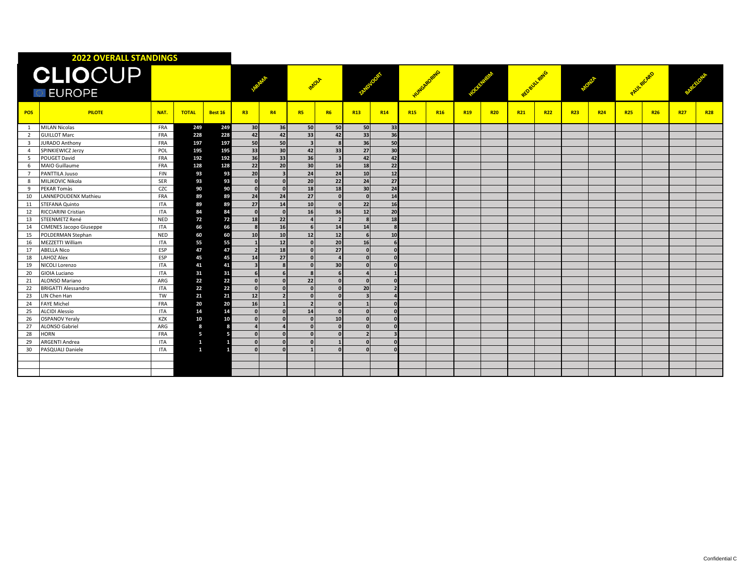# 2022 OVERALL STANDINGS

CLIOCUP EUROPE

| | | | | | JARAMA | | IMOLA | | ZANDVOORT | | HUNGARORING | | HOCKENHEIM | | RED BULL RING | | MONZA | | PAUL RICARD | | BARCELONA | |
|---|---|---|---|---|---|---|---|---|---|---|---|---|---|---|---|---|---|---|---|---|---|---|
| POS | PILOTE | NAT. | TOTAL | Best 16 | R3 | R4 | R5 | R6 | R13 | R14 | R15 | R16 | R19 | R20 | R21 | R22 | R23 | R24 | R25 | R26 | R27 | R28 |
| 1 | MILAN Nicolas | FRA | 249 | 249 | 30 | 36 | 50 | 50 | 50 | 33 | | | | | | | | | | | | |
| 2 | GUILLOT Marc | FRA | 228 | 228 | 42 | 42 | 33 | 42 | 33 | 36 | | | | | | | | | | | | |
| 3 | JURADO Anthony | FRA | 197 | 197 | 50 | 50 | 3 | 8 | 36 | 50 | | | | | | | | | | | | |
| 4 | SPINKIEWICZ Jerzy | POL | 195 | 195 | 33 | 30 | 42 | 33 | 27 | 30 | | | | | | | | | | | | |
| 5 | POUGET David | FRA | 192 | 192 | 36 | 33 | 36 | 3 | 42 | 42 | | | | | | | | | | | | |
| 6 | MAIO Guillaume | FRA | 128 | 128 | 22 | 20 | 30 | 16 | 18 | 22 | | | | | | | | | | | | |
| 7 | PANTTILA Juuso | FIN | 93 | 93 | 20 | 3 | 24 | 24 | 10 | 12 | | | | | | | | | | | | |
| 8 | MILJKOVIC Nikola | SER | 93 | 93 | 0 | 0 | 20 | 22 | 24 | 27 | | | | | | | | | | | | |
| 9 | PEKAR Tomàs | CZC | 90 | 90 | 0 | 0 | 18 | 18 | 30 | 24 | | | | | | | | | | | | |
| 10 | LANNEPOUDENX Mathieu | FRA | 89 | 89 | 24 | 24 | 27 | 0 | 0 | 14 | | | | | | | | | | | | |
| 11 | STEFANA Quinto | ITA | 89 | 89 | 27 | 14 | 10 | 0 | 22 | 16 | | | | | | | | | | | | |
| 12 | RICCIARINI Cristian | ITA | 84 | 84 | 0 | 0 | 16 | 36 | 12 | 20 | | | | | | | | | | | | |
| 13 | STEENMETZ René | NED | 72 | 72 | 18 | 22 | 4 | 2 | 8 | 18 | | | | | | | | | | | | |
| 14 | CIMENES Jacopo Giuseppe | ITA | 66 | 66 | 8 | 16 | 6 | 14 | 14 | 8 | | | | | | | | | | | | |
| 15 | POLDERMAN Stephan | NED | 60 | 60 | 10 | 10 | 12 | 12 | 6 | 10 | | | | | | | | | | | | |
| 16 | MEZZETTI William | ITA | 55 | 55 | 1 | 12 | 0 | 20 | 16 | 6 | | | | | | | | | | | | |
| 17 | ABELLA Nico | ESP | 47 | 47 | 2 | 18 | 0 | 27 | 0 | 0 | | | | | | | | | | | | |
| 18 | LAHOZ Alex | ESP | 45 | 45 | 14 | 27 | 0 | 4 | 0 | 0 | | | | | | | | | | | | |
| 19 | NICOLI Lorenzo | ITA | 41 | 41 | 3 | 8 | 0 | 30 | 0 | 0 | | | | | | | | | | | | |
| 20 | GIOIA Luciano | ITA | 31 | 31 | 6 | 6 | 8 | 6 | 4 | 1 | | | | | | | | | | | | |
| 21 | ALONSO Mariano | ARG | 22 | 22 | 0 | 0 | 22 | 0 | 0 | 0 | | | | | | | | | | | | |
| 22 | BRIGATTI Alessandro | ITA | 22 | 22 | 0 | 0 | 0 | 0 | 20 | 2 | | | | | | | | | | | | |
| 23 | LIN Chen Han | TW | 21 | 21 | 12 | 2 | 0 | 0 | 3 | 4 | | | | | | | | | | | | |
| 24 | FAYE Michel | FRA | 20 | 20 | 16 | 1 | 2 | 0 | 1 | 0 | | | | | | | | | | | | |
| 25 | ALCIDI Alessio | ITA | 14 | 14 | 0 | 0 | 14 | 0 | 0 | 0 | | | | | | | | | | | | |
| 26 | OSPANOV Yeraly | KZK | 10 | 10 | 0 | 0 | 0 | 10 | 0 | 0 | | | | | | | | | | | | |
| 27 | ALONSO Gabriel | ARG | 8 | 8 | 4 | 4 | 0 | 0 | 0 | 0 | | | | | | | | | | | | |
| 28 | HORN | FRA | 5 | 5 | 0 | 0 | 0 | 0 | 2 | 3 | | | | | | | | | | | | |
| 29 | ARGENTI Andrea | ITA | 1 | 1 | 0 | 0 | 0 | 1 | 0 | 0 | | | | | | | | | | | | |
| 30 | PASQUALI Daniele | ITA | 1 | 1 | 0 | 0 | 1 | 0 | 0 | 0 | | | | | | | | | | | | |

Confidential C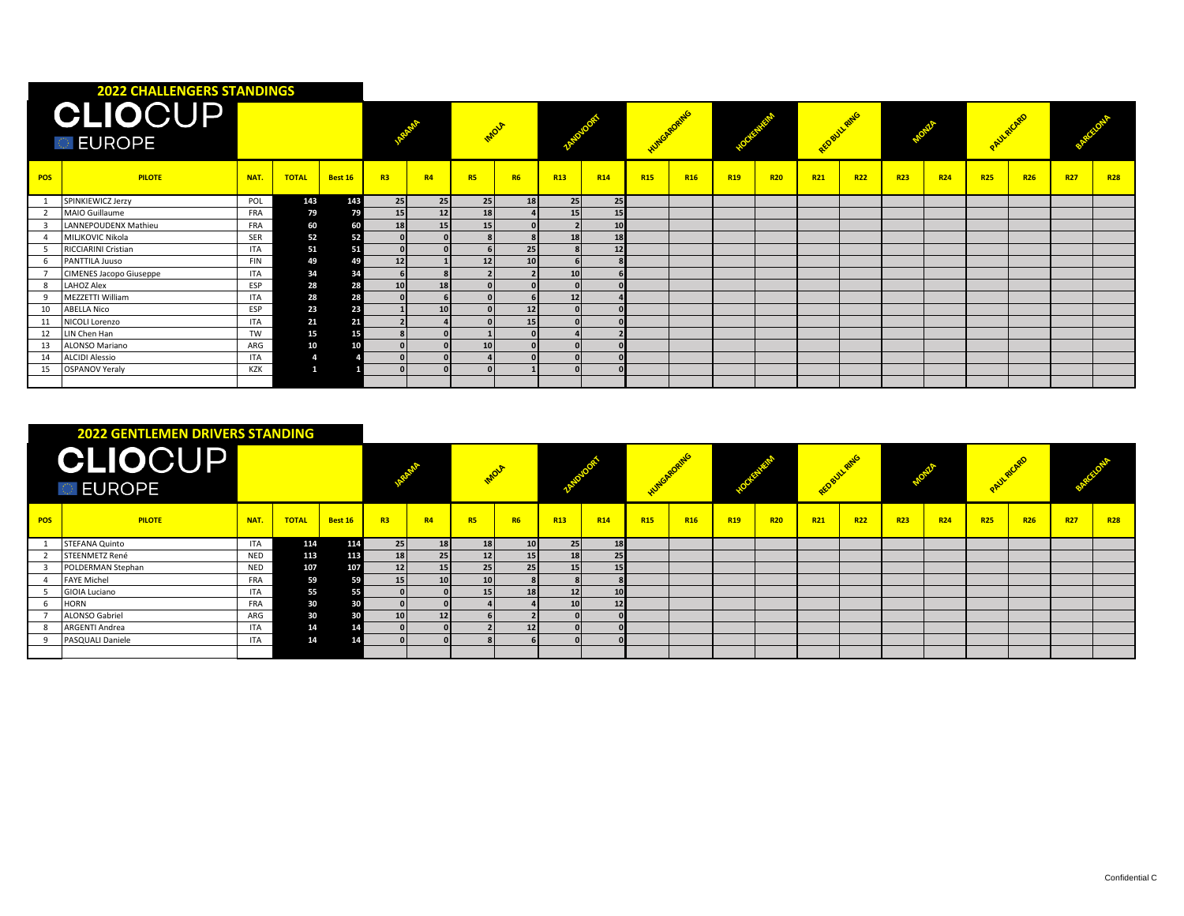## 2022 CHALLENGERS STANDINGS

CLIOCUP EUROPE

| | | | | | JARAMA | | IMOLA | | ZANDVOORT | | HUNGARORING | | HOCKENHEIM | | RED BULL RING | | MONZA | | PAUL RICARD | | BARCELONA | |
|---|---|---|---|---|---|---|---|---|---|---|---|---|---|---|---|---|---|---|---|---|---|---|
| POS | PILOTE | NAT. | TOTAL | Best 16 | R3 | R4 | R5 | R6 | R13 | R14 | R15 | R16 | R19 | R20 | R21 | R22 | R23 | R24 | R25 | R26 | R27 | R28 |
| 1 | SPINKIEWICZ Jerzy | POL | 143 | 143 | 25 | 25 | 25 | 18 | 25 | 25 | | | | | | | | | | | | |
| 2 | MAIO Guillaume | FRA | 79 | 79 | 15 | 12 | 18 | 4 | 15 | 15 | | | | | | | | | | | | |
| 3 | LANNEPOUDENX Mathieu | FRA | 60 | 60 | 18 | 15 | 15 | 0 | 2 | 10 | | | | | | | | | | | | |
| 4 | MILJKOVIC Nikola | SER | 52 | 52 | 0 | 0 | 8 | 8 | 18 | 18 | | | | | | | | | | | | |
| 5 | RICCIARINI Cristian | ITA | 51 | 51 | 0 | 0 | 6 | 25 | 8 | 12 | | | | | | | | | | | | |
| 6 | PANTTILA Juuso | FIN | 49 | 49 | 12 | 1 | 12 | 10 | 6 | 8 | | | | | | | | | | | | |
| 7 | CIMENES Jacopo Giuseppe | ITA | 34 | 34 | 6 | 8 | 2 | 2 | 10 | 6 | | | | | | | | | | | | |
| 8 | LAHOZ Alex | ESP | 28 | 28 | 10 | 18 | 0 | 0 | 0 | 0 | | | | | | | | | | | | |
| 9 | MEZZETTI William | ITA | 28 | 28 | 0 | 6 | 0 | 6 | 12 | 4 | | | | | | | | | | | | |
| 10 | ABELLA Nico | ESP | 23 | 23 | 1 | 10 | 0 | 12 | 0 | 0 | | | | | | | | | | | | |
| 11 | NICOLI Lorenzo | ITA | 21 | 21 | 2 | 4 | 0 | 15 | 0 | 0 | | | | | | | | | | | | |
| 12 | LIN Chen Han | TW | 15 | 15 | 8 | 0 | 1 | 0 | 4 | 2 | | | | | | | | | | | | |
| 13 | ALONSO Mariano | ARG | 10 | 10 | 0 | 0 | 10 | 0 | 0 | 0 | | | | | | | | | | | | |
| 14 | ALCIDI Alessio | ITA | 4 | 4 | 0 | 0 | 4 | 0 | 0 | 0 | | | | | | | | | | | | |
| 15 | OSPANOV Yeraly | KZK | 1 | 1 | 0 | 0 | 0 | 1 | 0 | 0 | | | | | | | | | | | | |

## 2022 GENTLEMEN DRIVERS STANDING

CLIOCUP EUROPE

| | | | | | JARAMA | | IMOLA | | ZANDVOORT | | HUNGARORING | | HOCKENHEIM | | RED BULL RING | | MONZA | | PAUL RICARD | | BARCELONA | |
|---|---|---|---|---|---|---|---|---|---|---|---|---|---|---|---|---|---|---|---|---|---|---|
| POS | PILOTE | NAT. | TOTAL | Best 16 | R3 | R4 | R5 | R6 | R13 | R14 | R15 | R16 | R19 | R20 | R21 | R22 | R23 | R24 | R25 | R26 | R27 | R28 |
| 1 | STEFANA Quinto | ITA | 114 | 114 | 25 | 18 | 18 | 10 | 25 | 18 | | | | | | | | | | | | |
| 2 | STEENMETZ René | NED | 113 | 113 | 18 | 25 | 12 | 15 | 18 | 25 | | | | | | | | | | | | |
| 3 | POLDERMAN Stephan | NED | 107 | 107 | 12 | 15 | 25 | 25 | 15 | 15 | | | | | | | | | | | | |
| 4 | FAYE Michel | FRA | 59 | 59 | 15 | 10 | 10 | 8 | 8 | 8 | | | | | | | | | | | | |
| 5 | GIOIA Luciano | ITA | 55 | 55 | 0 | 0 | 15 | 18 | 12 | 10 | | | | | | | | | | | | |
| 6 | HORN | FRA | 30 | 30 | 0 | 0 | 4 | 4 | 10 | 12 | | | | | | | | | | | | |
| 7 | ALONSO Gabriel | ARG | 30 | 30 | 10 | 12 | 6 | 2 | 0 | 0 | | | | | | | | | | | | |
| 8 | ARGENTI Andrea | ITA | 14 | 14 | 0 | 0 | 2 | 12 | 0 | 0 | | | | | | | | | | | | |
| 9 | PASQUALI Daniele | ITA | 14 | 14 | 0 | 0 | 8 | 6 | 0 | 0 | | | | | | | | | | | | |

Confidential C